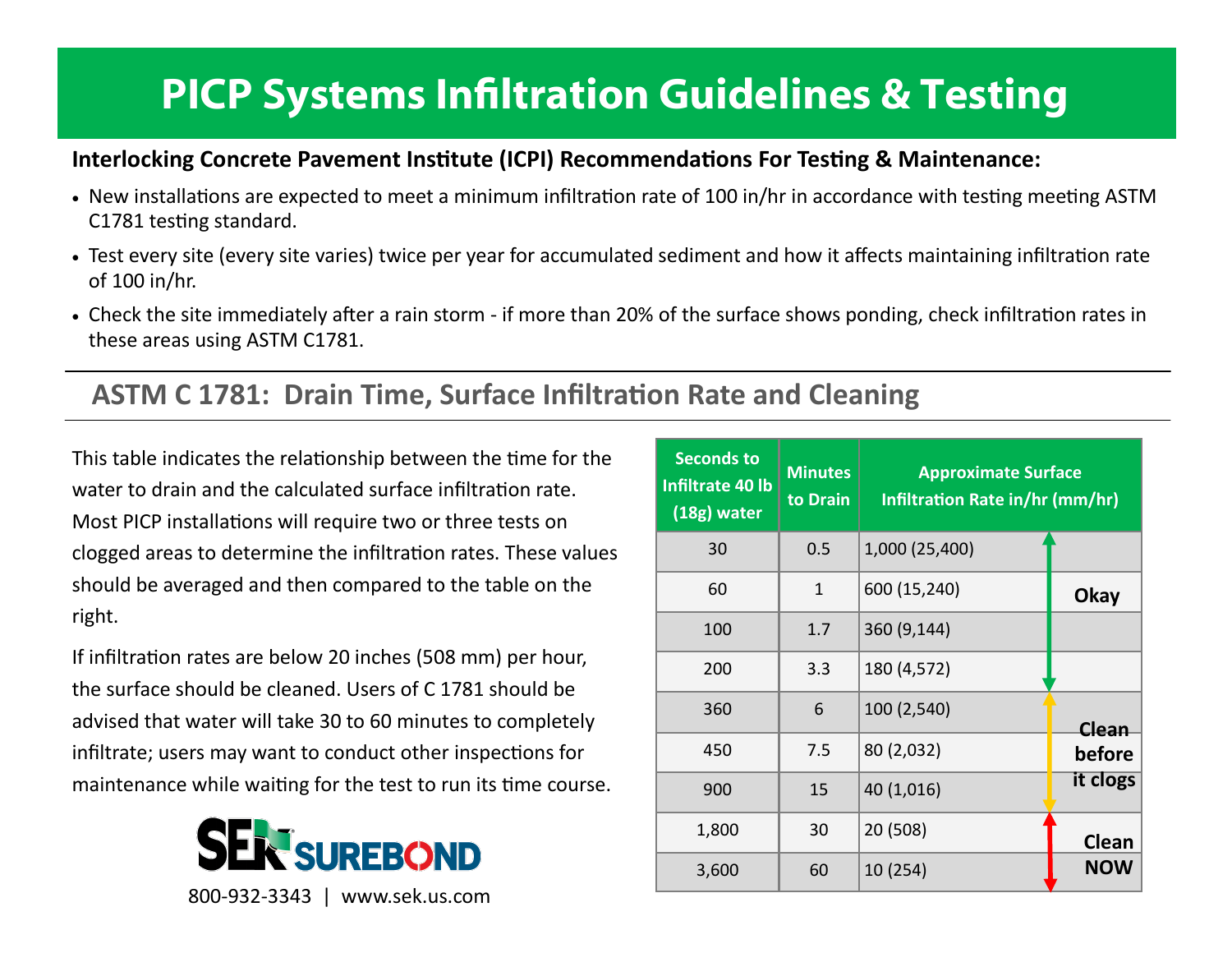# PICP Systems Infiltration Guidelines & Testing

**Interlocking Concrete Pavement Institute (ICPI) Recommendations For Testing & Maintenance:**

- New installations are expected to meet a minimum infiltration rate of 100 in/hr in accordance with testing meeting ASTM C1781 testing standard.
- Test every site (every site varies) twice per year for accumulated sediment and how it affects maintaining infiltration rate of 100 in/hr.
- Check the site immediately after a rain storm - if more than 20% of the surface shows ponding, check infiltration rates in these areas using ASTM C1781.

## ASTM C 1781: Drain Time, Surface Infiltration Rate and Cleaning

This table indicates the relationship between the time for the water to drain and the calculated surface infiltration rate. Most PICP installations will require two or three tests on clogged areas to determine the infiltration rates. These values should be averaged and then compared to the table on the right.

If infiltration rates are below 20 inches (508 mm) per hour, the surface should be cleaned. Users of C 1781 should be advised that water will take 30 to 60 minutes to completely infiltrate; users may want to conduct other inspections for maintenance while waiting for the test to run its time course.

| Seconds to Infiltrate 40 lb (18g) water | Minutes to Drain | Approximate Surface Infiltration Rate in/hr (mm/hr) | |
|---|---|---|---|
| 30 | 0.5 | 1,000 (25,400) | Okay |
| 60 | 1 | 600 (15,240) | Okay |
| 100 | 1.7 | 360 (9,144) | Okay |
| 200 | 3.3 | 180 (4,572) | Okay |
| 360 | 6 | 100 (2,540) | Clean before it clogs |
| 450 | 7.5 | 80 (2,032) | Clean before it clogs |
| 900 | 15 | 40 (1,016) | Clean before it clogs |
| 1,800 | 30 | 20 (508) | Clean NOW |
| 3,600 | 60 | 10 (254) | Clean NOW |

SEK SUREBOND

800-932-3343 | www.sek.us.com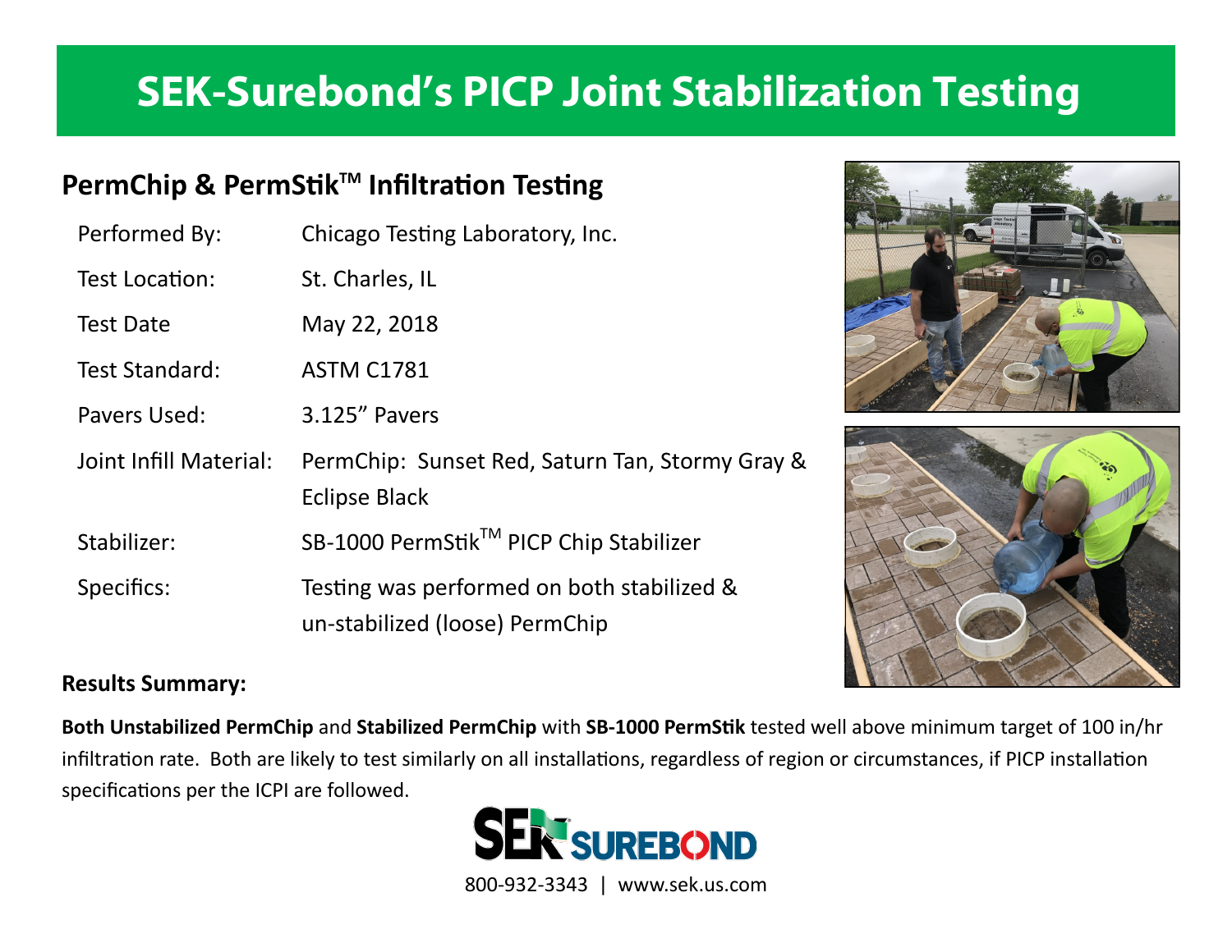# SEK-Surebond's PICP Joint Stabilization Testing

## PermChip & PermStik™ Infiltration Testing

| | |
|---|---|
| Performed By: | Chicago Testing Laboratory, Inc. |
| Test Location: | St. Charles, IL |
| Test Date | May 22, 2018 |
| Test Standard: | ASTM C1781 |
| Pavers Used: | 3.125" Pavers |
| Joint Infill Material: | PermChip: Sunset Red, Saturn Tan, Stormy Gray & Eclipse Black |
| Stabilizer: | SB-1000 PermStik™ PICP Chip Stabilizer |
| Specifics: | Testing was performed on both stabilized & un-stabilized (loose) PermChip |

**Results Summary:**

**Both Unstabilized PermChip** and **Stabilized PermChip** with **SB-1000 PermStik** tested well above minimum target of 100 in/hr infiltration rate. Both are likely to test similarly on all installations, regardless of region or circumstances, if PICP installation specifications per the ICPI are followed.

SEK SUREBOND

800-932-3343 | www.sek.us.com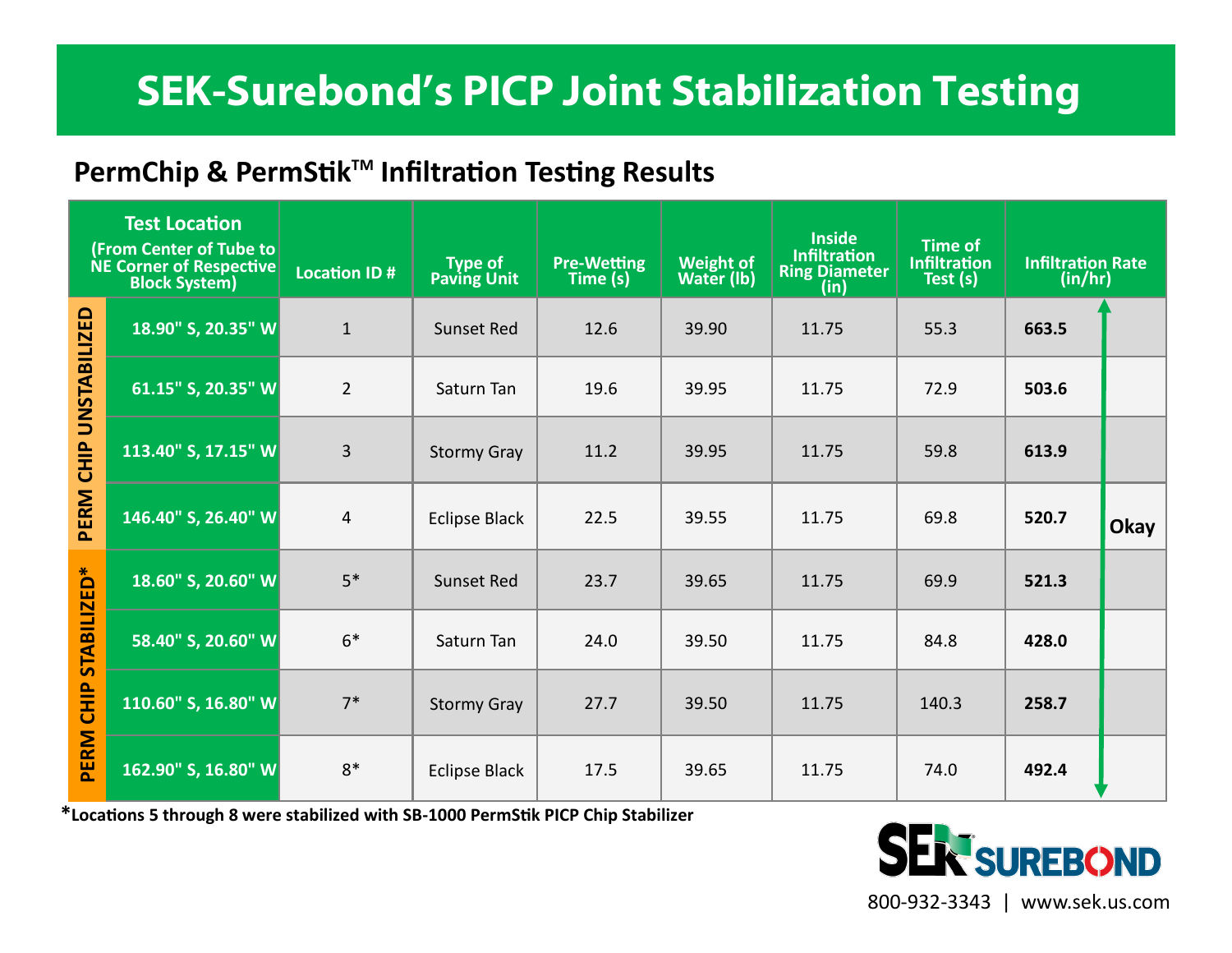# SEK-Surebond's PICP Joint Stabilization Testing

## PermChip & PermStik™ Infiltration Testing Results

| | Test Location (From Center of Tube to NE Corner of Respective Block System) | Location ID # | Type of Paving Unit | Pre-Wetting Time (s) | Weight of Water (lb) | Inside Infiltration Ring Diameter (in) | Time of Infiltration Test (s) | Infiltration Rate (in/hr) |
|---|---|---|---|---|---|---|---|---|
| PERM CHIP UNSTABILIZED | 18.90" S, 20.35" W | 1 | Sunset Red | 12.6 | 39.90 | 11.75 | 55.3 | **663.5** |
| PERM CHIP UNSTABILIZED | 61.15" S, 20.35" W | 2 | Saturn Tan | 19.6 | 39.95 | 11.75 | 72.9 | **503.6** |
| PERM CHIP UNSTABILIZED | 113.40" S, 17.15" W | 3 | Stormy Gray | 11.2 | 39.95 | 11.75 | 59.8 | **613.9** |
| PERM CHIP UNSTABILIZED | 146.40" S, 26.40" W | 4 | Eclipse Black | 22.5 | 39.55 | 11.75 | 69.8 | **520.7** |
| PERM CHIP STABILIZED* | 18.60" S, 20.60" W | 5* | Sunset Red | 23.7 | 39.65 | 11.75 | 69.9 | **521.3** |
| PERM CHIP STABILIZED* | 58.40" S, 20.60" W | 6* | Saturn Tan | 24.0 | 39.50 | 11.75 | 84.8 | **428.0** |
| PERM CHIP STABILIZED* | 110.60" S, 16.80" W | 7* | Stormy Gray | 27.7 | 39.50 | 11.75 | 140.3 | **258.7** |
| PERM CHIP STABILIZED* | 162.90" S, 16.80" W | 8* | Eclipse Black | 17.5 | 39.65 | 11.75 | 74.0 | **492.4** |

Okay

**\*Locations 5 through 8 were stabilized with SB-1000 PermStik PICP Chip Stabilizer**

SEK SUREBOND

800-932-3343 | www.sek.us.com